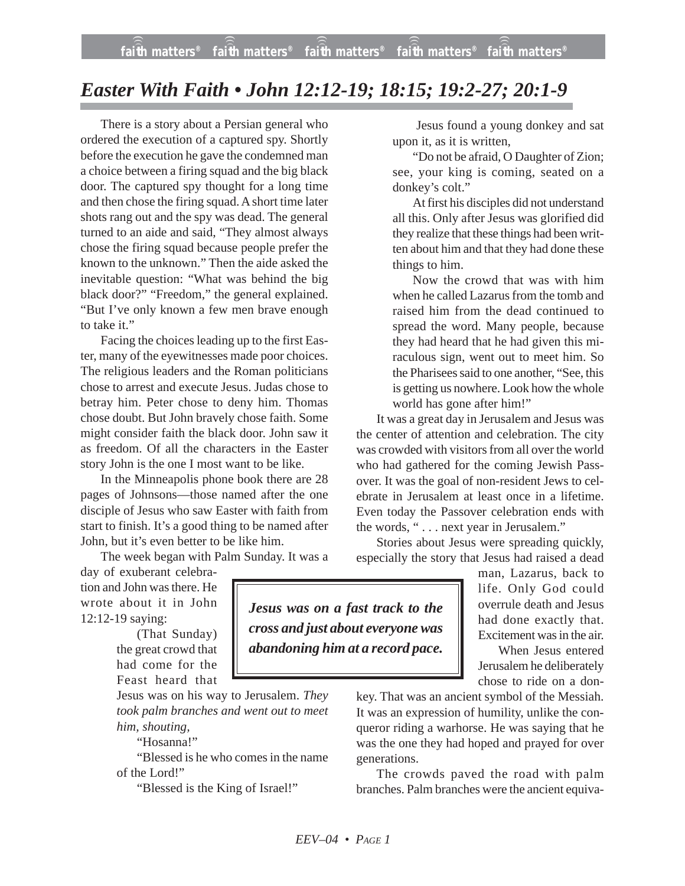# Easter With Faith • John 12:12-19; 18:15; 19:2-27; 20:1-9

There is a story about a Persian general who ordered the execution of a captured spy. Shortly before the execution he gave the condemned man a choice between a firing squad and the big black door. The captured spy thought for a long time and then chose the firing squad. A short time later shots rang out and the spy was dead. The general turned to an aide and said, "They almost always chose the firing squad because people prefer the known to the unknown." Then the aide asked the inevitable question: "What was behind the big black door?" "Freedom," the general explained. "But I've only known a few men brave enough to take it."

Facing the choices leading up to the first Easter, many of the eyewitnesses made poor choices. The religious leaders and the Roman politicians chose to arrest and execute Jesus. Judas chose to betray him. Peter chose to deny him. Thomas chose doubt. But John bravely chose faith. Some might consider faith the black door. John saw it as freedom. Of all the characters in the Easter story John is the one I most want to be like.

In the Minneapolis phone book there are 28 pages of Johnsons—those named after the one disciple of Jesus who saw Easter with faith from start to finish. It's a good thing to be named after John, but it's even better to be like him.

The week began with Palm Sunday. It was a day of exuberant celebration and John was there. He wrote about it in John 12:12-19 saying:

> (That Sunday) the great crowd that had come for the Feast heard that Jesus was on his way to Jerusalem. *They took palm branches and went out to meet him, shouting,*
>
> "Hosanna!"
>
> "Blessed is he who comes in the name of the Lord!"
>
> "Blessed is the King of Israel!"
>
> Jesus found a young donkey and sat upon it, as it is written,
>
> "Do not be afraid, O Daughter of Zion; see, your king is coming, seated on a donkey's colt."
>
> At first his disciples did not understand all this. Only after Jesus was glorified did they realize that these things had been written about him and that they had done these things to him.
>
> Now the crowd that was with him when he called Lazarus from the tomb and raised him from the dead continued to spread the word. Many people, because they had heard that he had given this miraculous sign, went out to meet him. So the Pharisees said to one another, "See, this is getting us nowhere. Look how the whole world has gone after him!"

It was a great day in Jerusalem and Jesus was the center of attention and celebration. The city was crowded with visitors from all over the world who had gathered for the coming Jewish Passover. It was the goal of non-resident Jews to celebrate in Jerusalem at least once in a lifetime. Even today the Passover celebration ends with the words, " . . . next year in Jerusalem."

Stories about Jesus were spreading quickly, especially the story that Jesus had raised a dead man, Lazarus, back to life. Only God could overrule death and Jesus had done exactly that. Excitement was in the air.

***Jesus was on a fast track to the cross and just about everyone was abandoning him at a record pace.***

When Jesus entered Jerusalem he deliberately chose to ride on a donkey. That was an ancient symbol of the Messiah. It was an expression of humility, unlike the conqueror riding a warhorse. He was saying that he was the one they had hoped and prayed for over generations.

The crowds paved the road with palm branches. Palm branches were the ancient equiva-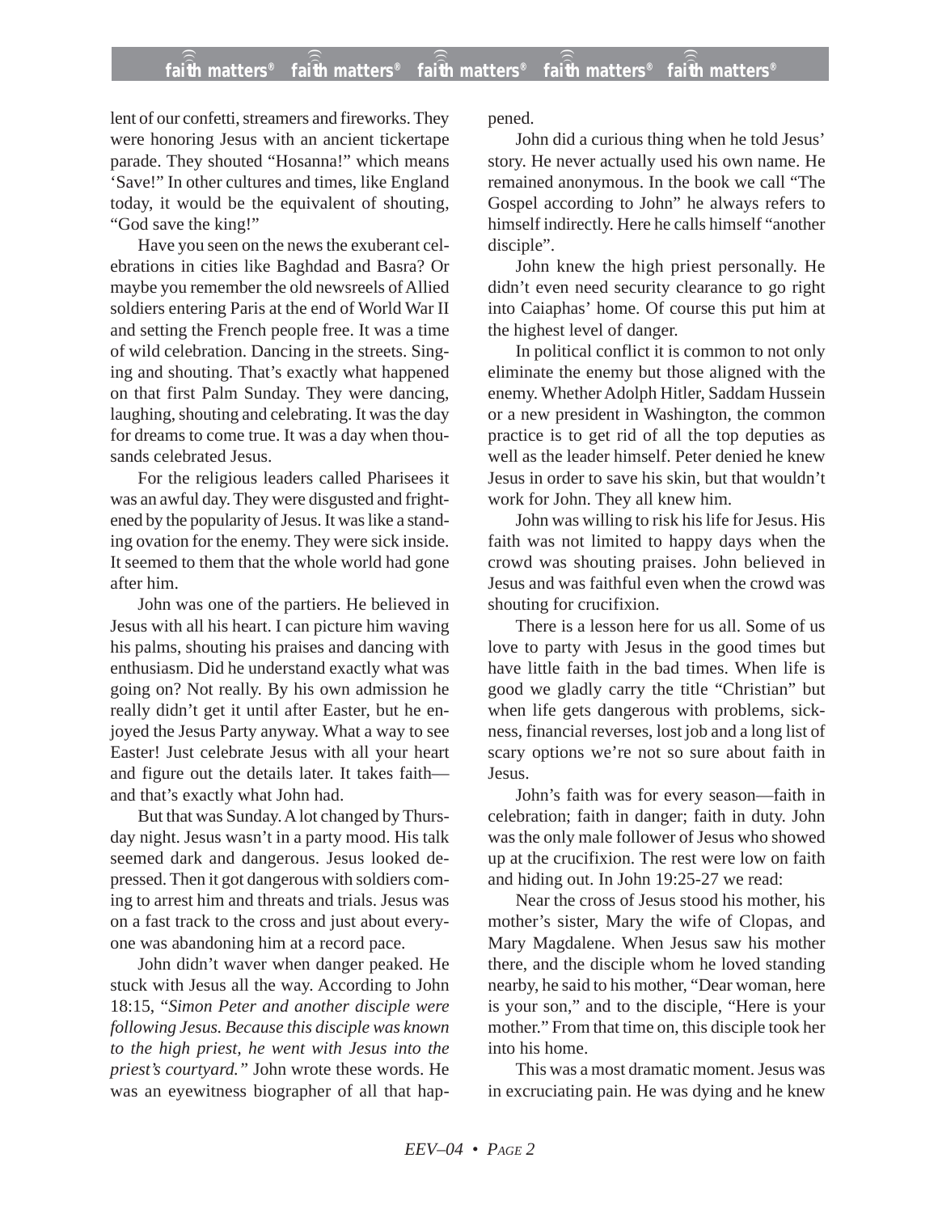lent of our confetti, streamers and fireworks. They were honoring Jesus with an ancient tickertape parade. They shouted "Hosanna!" which means 'Save!" In other cultures and times, like England today, it would be the equivalent of shouting, "God save the king!"

Have you seen on the news the exuberant celebrations in cities like Baghdad and Basra? Or maybe you remember the old newsreels of Allied soldiers entering Paris at the end of World War II and setting the French people free. It was a time of wild celebration. Dancing in the streets. Singing and shouting. That's exactly what happened on that first Palm Sunday. They were dancing, laughing, shouting and celebrating. It was the day for dreams to come true. It was a day when thousands celebrated Jesus.

For the religious leaders called Pharisees it was an awful day. They were disgusted and frightened by the popularity of Jesus. It was like a standing ovation for the enemy. They were sick inside. It seemed to them that the whole world had gone after him.

John was one of the partiers. He believed in Jesus with all his heart. I can picture him waving his palms, shouting his praises and dancing with enthusiasm. Did he understand exactly what was going on? Not really. By his own admission he really didn't get it until after Easter, but he enjoyed the Jesus Party anyway. What a way to see Easter! Just celebrate Jesus with all your heart and figure out the details later. It takes faith—and that's exactly what John had.

But that was Sunday. A lot changed by Thursday night. Jesus wasn't in a party mood. His talk seemed dark and dangerous. Jesus looked depressed. Then it got dangerous with soldiers coming to arrest him and threats and trials. Jesus was on a fast track to the cross and just about everyone was abandoning him at a record pace.

John didn't waver when danger peaked. He stuck with Jesus all the way. According to John 18:15, "*Simon Peter and another disciple were following Jesus. Because this disciple was known to the high priest, he went with Jesus into the priest's courtyard.*" John wrote these words. He was an eyewitness biographer of all that happened.

John did a curious thing when he told Jesus' story. He never actually used his own name. He remained anonymous. In the book we call "The Gospel according to John" he always refers to himself indirectly. Here he calls himself "another disciple".

John knew the high priest personally. He didn't even need security clearance to go right into Caiaphas' home. Of course this put him at the highest level of danger.

In political conflict it is common to not only eliminate the enemy but those aligned with the enemy. Whether Adolph Hitler, Saddam Hussein or a new president in Washington, the common practice is to get rid of all the top deputies as well as the leader himself. Peter denied he knew Jesus in order to save his skin, but that wouldn't work for John. They all knew him.

John was willing to risk his life for Jesus. His faith was not limited to happy days when the crowd was shouting praises. John believed in Jesus and was faithful even when the crowd was shouting for crucifixion.

There is a lesson here for us all. Some of us love to party with Jesus in the good times but have little faith in the bad times. When life is good we gladly carry the title "Christian" but when life gets dangerous with problems, sickness, financial reverses, lost job and a long list of scary options we're not so sure about faith in Jesus.

John's faith was for every season—faith in celebration; faith in danger; faith in duty. John was the only male follower of Jesus who showed up at the crucifixion. The rest were low on faith and hiding out. In John 19:25-27 we read:

Near the cross of Jesus stood his mother, his mother's sister, Mary the wife of Clopas, and Mary Magdalene. When Jesus saw his mother there, and the disciple whom he loved standing nearby, he said to his mother, "Dear woman, here is your son," and to the disciple, "Here is your mother." From that time on, this disciple took her into his home.

This was a most dramatic moment. Jesus was in excruciating pain. He was dying and he knew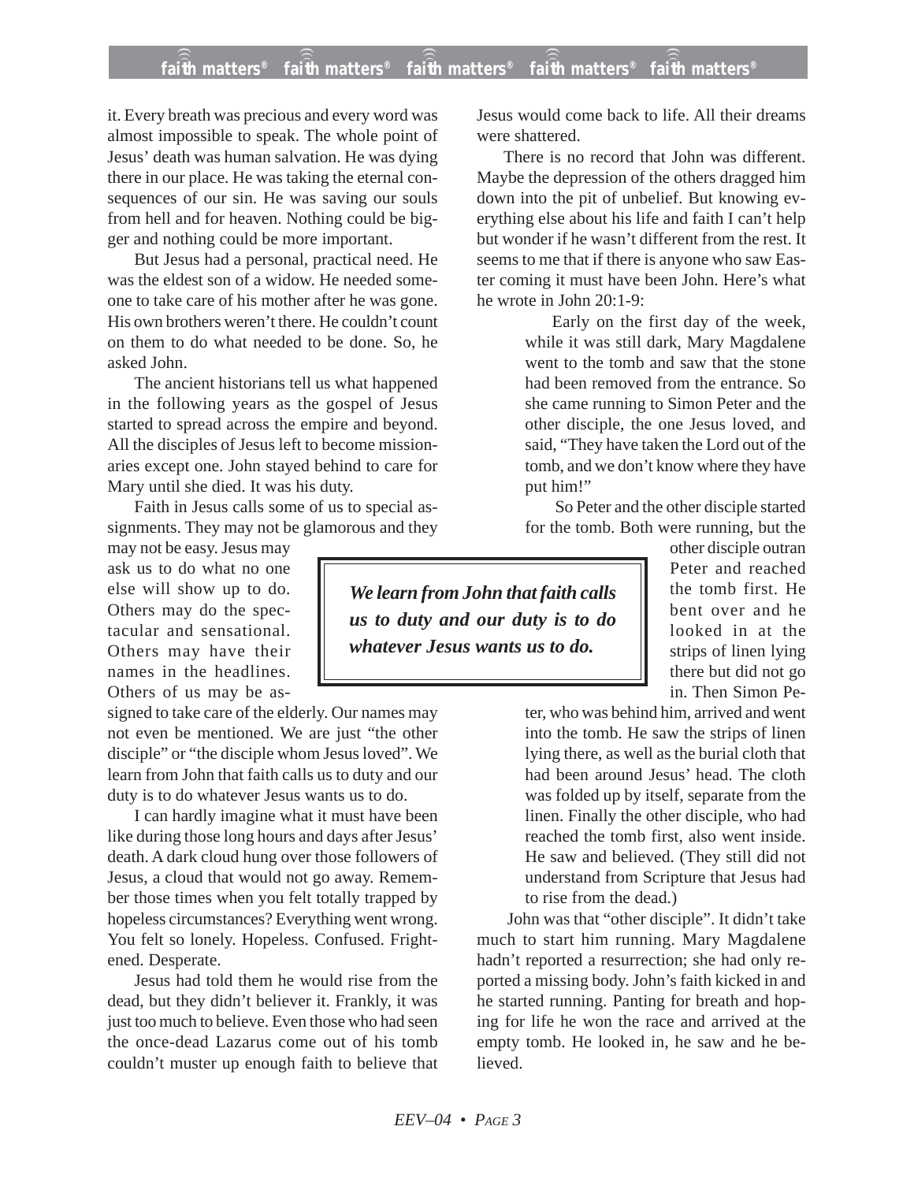it. Every breath was precious and every word was almost impossible to speak. The whole point of Jesus' death was human salvation. He was dying there in our place. He was taking the eternal consequences of our sin. He was saving our souls from hell and for heaven. Nothing could be bigger and nothing could be more important.

But Jesus had a personal, practical need. He was the eldest son of a widow. He needed someone to take care of his mother after he was gone. His own brothers weren't there. He couldn't count on them to do what needed to be done. So, he asked John.

The ancient historians tell us what happened in the following years as the gospel of Jesus started to spread across the empire and beyond. All the disciples of Jesus left to become missionaries except one. John stayed behind to care for Mary until she died. It was his duty.

Faith in Jesus calls some of us to special assignments. They may not be glamorous and they may not be easy. Jesus may ask us to do what no one else will show up to do. Others may do the spectacular and sensational. Others may have their names in the headlines. Others of us may be assigned to take care of the elderly. Our names may not even be mentioned. We are just "the other disciple" or "the disciple whom Jesus loved". We learn from John that faith calls us to duty and our duty is to do whatever Jesus wants us to do.

> ***We learn from John that faith calls us to duty and our duty is to do whatever Jesus wants us to do.***

I can hardly imagine what it must have been like during those long hours and days after Jesus' death. A dark cloud hung over those followers of Jesus, a cloud that would not go away. Remember those times when you felt totally trapped by hopeless circumstances? Everything went wrong. You felt so lonely. Hopeless. Confused. Frightened. Desperate.

Jesus had told them he would rise from the dead, but they didn't believer it. Frankly, it was just too much to believe. Even those who had seen the once-dead Lazarus come out of his tomb couldn't muster up enough faith to believe that Jesus would come back to life. All their dreams were shattered.

There is no record that John was different. Maybe the depression of the others dragged him down into the pit of unbelief. But knowing everything else about his life and faith I can't help but wonder if he wasn't different from the rest. It seems to me that if there is anyone who saw Easter coming it must have been John. Here's what he wrote in John 20:1-9:

> Early on the first day of the week, while it was still dark, Mary Magdalene went to the tomb and saw that the stone had been removed from the entrance. So she came running to Simon Peter and the other disciple, the one Jesus loved, and said, "They have taken the Lord out of the tomb, and we don't know where they have put him!"
>
> So Peter and the other disciple started for the tomb. Both were running, but the other disciple outran Peter and reached the tomb first. He bent over and he looked in at the strips of linen lying there but did not go in. Then Simon Peter, who was behind him, arrived and went into the tomb. He saw the strips of linen lying there, as well as the burial cloth that had been around Jesus' head. The cloth was folded up by itself, separate from the linen. Finally the other disciple, who had reached the tomb first, also went inside. He saw and believed. (They still did not understand from Scripture that Jesus had to rise from the dead.)

John was that "other disciple". It didn't take much to start him running. Mary Magdalene hadn't reported a resurrection; she had only reported a missing body. John's faith kicked in and he started running. Panting for breath and hoping for life he won the race and arrived at the empty tomb. He looked in, he saw and he believed.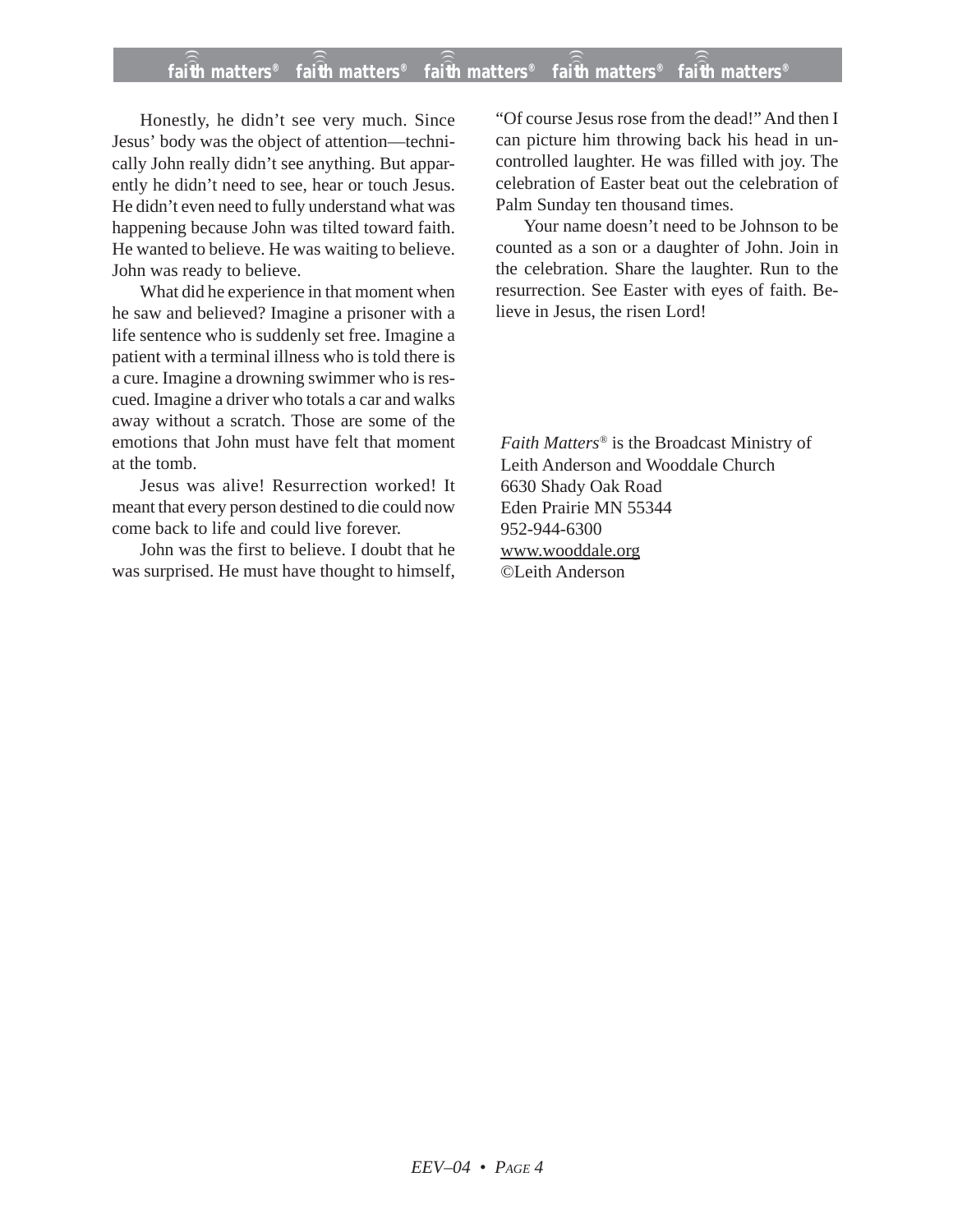Honestly, he didn't see very much. Since Jesus' body was the object of attention—technically John really didn't see anything. But apparently he didn't need to see, hear or touch Jesus. He didn't even need to fully understand what was happening because John was tilted toward faith. He wanted to believe. He was waiting to believe. John was ready to believe.

What did he experience in that moment when he saw and believed? Imagine a prisoner with a life sentence who is suddenly set free. Imagine a patient with a terminal illness who is told there is a cure. Imagine a drowning swimmer who is rescued. Imagine a driver who totals a car and walks away without a scratch. Those are some of the emotions that John must have felt that moment at the tomb.

Jesus was alive! Resurrection worked! It meant that every person destined to die could now come back to life and could live forever.

John was the first to believe. I doubt that he was surprised. He must have thought to himself, "Of course Jesus rose from the dead!" And then I can picture him throwing back his head in uncontrolled laughter. He was filled with joy. The celebration of Easter beat out the celebration of Palm Sunday ten thousand times.

Your name doesn't need to be Johnson to be counted as a son or a daughter of John. Join in the celebration. Share the laughter. Run to the resurrection. See Easter with eyes of faith. Believe in Jesus, the risen Lord!

*Faith Matters®* is the Broadcast Ministry of
Leith Anderson and Wooddale Church
6630 Shady Oak Road
Eden Prairie MN 55344
952-944-6300
www.wooddale.org
©Leith Anderson